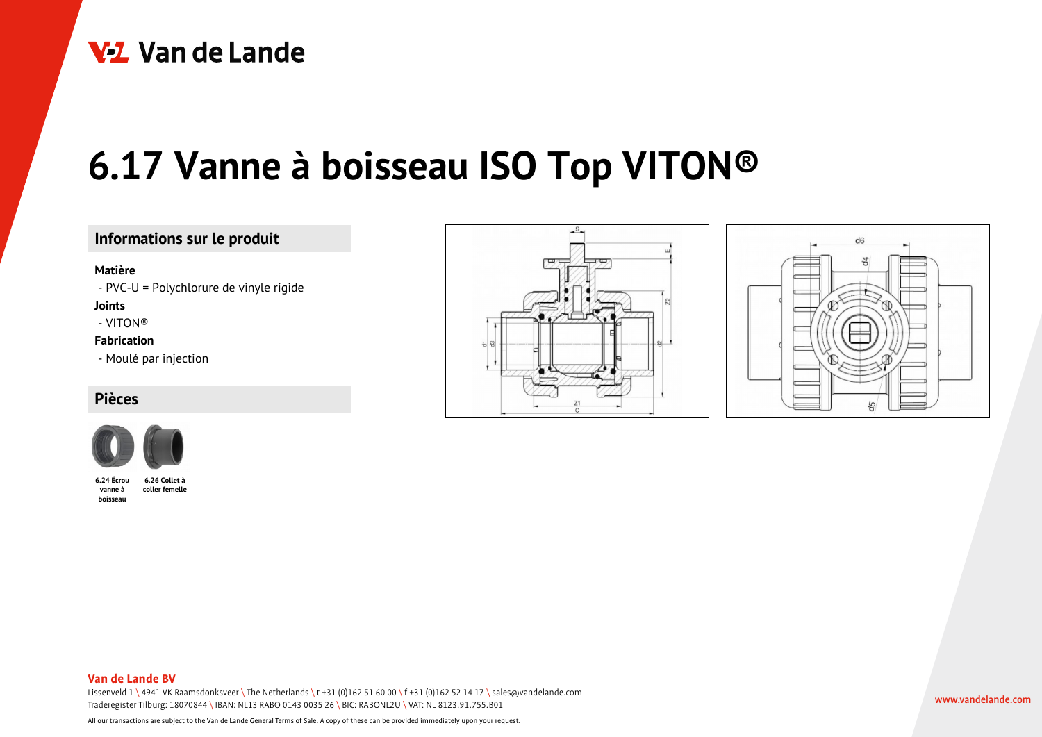# 6.17 Vanne à boisseau ISO Top VITON®

## Informations sur le produit

**Matière**

- PVC-U = Polychlorure de vinyle rigide

**Joints**

- VITON®

**Fabrication**

- Moulé par injection

## Pièces

6.24 Écrou vanne à boisseau

6.26 Collet à coller femelle

**Van de Lande BV**

Lissenveld 1 \ 4941 VK Raamsdonksveer \ The Netherlands \ t +31 (0)162 51 60 00 \ f +31 (0)162 52 14 17 \ sales@vandelande.com
Traderegister Tilburg: 18070844 \ IBAN: NL13 RABO 0143 0035 26 \ BIC: RABONL2U \ VAT: NL 8123.91.755.B01

All our transactions are subject to the Van de Lande General Terms of Sale. A copy of these can be provided immediately upon your request.

www.vandelande.com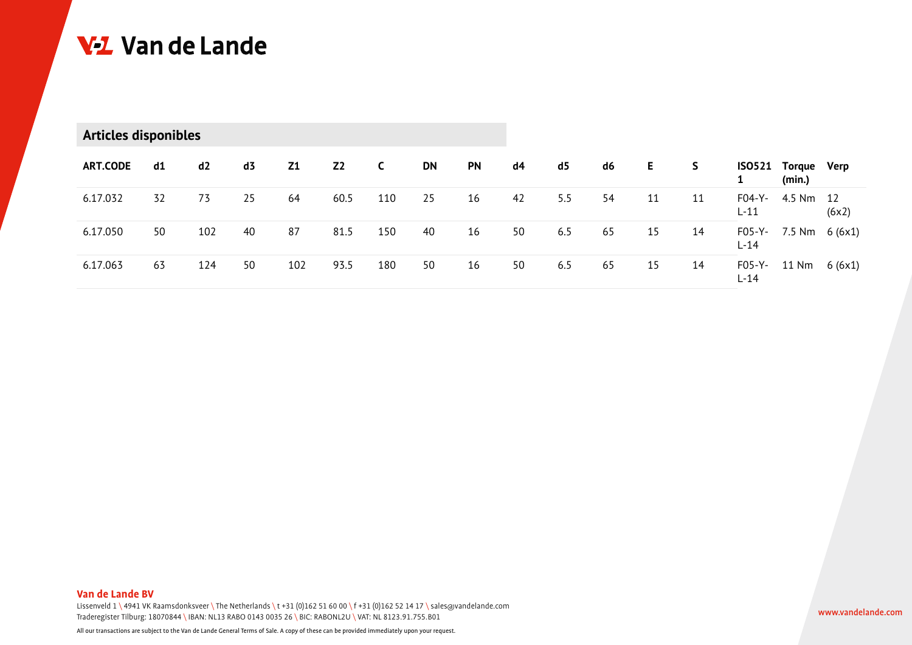## Articles disponibles

| ART.CODE | d1 | d2 | d3 | Z1 | Z2 | C | DN | PN | d4 | d5 | d6 | E | S | ISO5211 | Torque (min.) | Verp |
|---|---|---|---|---|---|---|---|---|---|---|---|---|---|---|---|---|
| 6.17.032 | 32 | 73 | 25 | 64 | 60.5 | 110 | 25 | 16 | 42 | 5.5 | 54 | 11 | 11 | F04-Y-L-11 | 4.5 Nm | 12 (6x2) |
| 6.17.050 | 50 | 102 | 40 | 87 | 81.5 | 150 | 40 | 16 | 50 | 6.5 | 65 | 15 | 14 | F05-Y-L-14 | 7.5 Nm | 6 (6x1) |
| 6.17.063 | 63 | 124 | 50 | 102 | 93.5 | 180 | 50 | 16 | 50 | 6.5 | 65 | 15 | 14 | F05-Y-L-14 | 11 Nm | 6 (6x1) |

**Van de Lande BV**

Lissenveld 1 \ 4941 VK Raamsdonksveer \ The Netherlands \ t +31 (0)162 51 60 00 \ f +31 (0)162 52 14 17 \ sales@vandelande.com
Traderegister Tilburg: 18070844 \ IBAN: NL13 RABO 0143 0035 26 \ BIC: RABONL2U \ VAT: NL 8123.91.755.B01

All our transactions are subject to the Van de Lande General Terms of Sale. A copy of these can be provided immediately upon your request.

www.vandelande.com